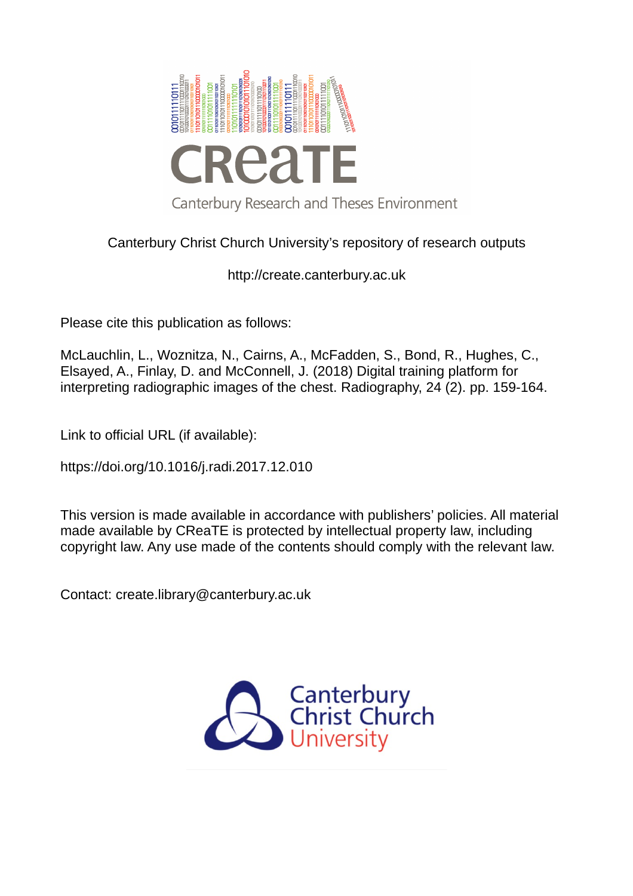Canterbury Research and Theses Environment

Canterbury Christ Church University's repository of research outputs

http://create.canterbury.ac.uk

Please cite this publication as follows:

McLauchlin, L., Woznitza, N., Cairns, A., McFadden, S., Bond, R., Hughes, C., Elsayed, A., Finlay, D. and McConnell, J. (2018) Digital training platform for interpreting radiographic images of the chest. Radiography, 24 (2). pp. 159-164.

Link to official URL (if available):

https://doi.org/10.1016/j.radi.2017.12.010

This version is made available in accordance with publishers' policies. All material made available by CReaTE is protected by intellectual property law, including copyright law. Any use made of the contents should comply with the relevant law.

Contact: create.library@canterbury.ac.uk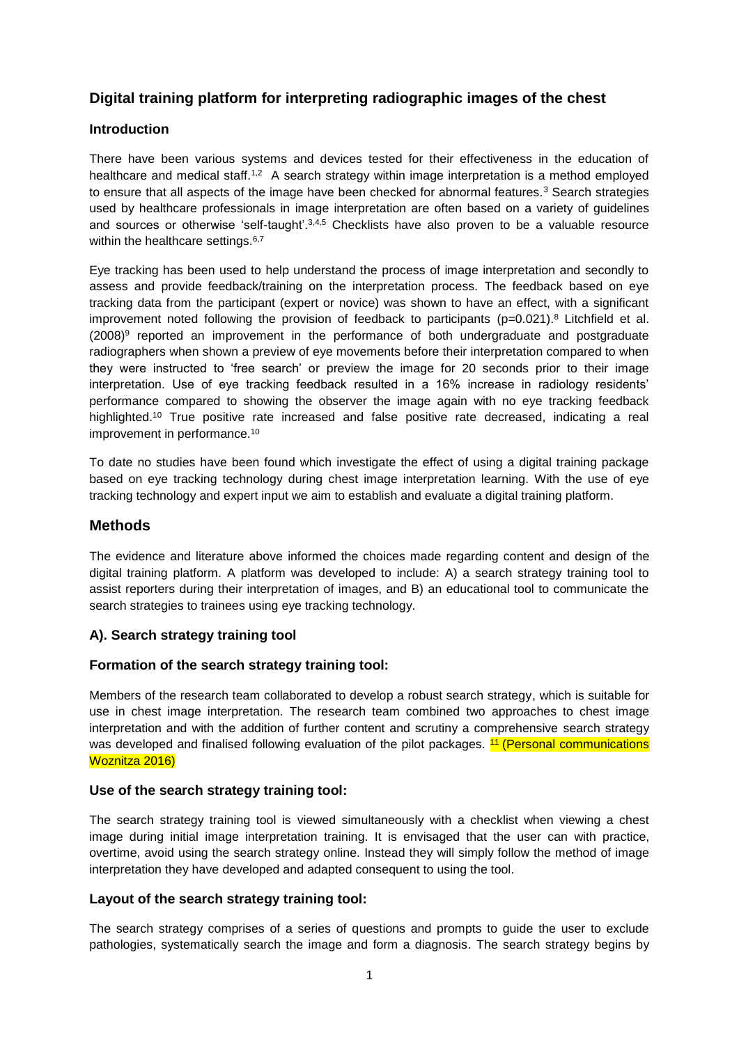# Digital training platform for interpreting radiographic images of the chest

## Introduction

There have been various systems and devices tested for their effectiveness in the education of healthcare and medical staff.[1,2] A search strategy within image interpretation is a method employed to ensure that all aspects of the image have been checked for abnormal features.[3] Search strategies used by healthcare professionals in image interpretation are often based on a variety of guidelines and sources or otherwise 'self-taught'.[3,4,5] Checklists have also proven to be a valuable resource within the healthcare settings.[6,7]

Eye tracking has been used to help understand the process of image interpretation and secondly to assess and provide feedback/training on the interpretation process. The feedback based on eye tracking data from the participant (expert or novice) was shown to have an effect, with a significant improvement noted following the provision of feedback to participants ($p=0.021$).[8] Litchfield et al. (2008)[9] reported an improvement in the performance of both undergraduate and postgraduate radiographers when shown a preview of eye movements before their interpretation compared to when they were instructed to 'free search' or preview the image for 20 seconds prior to their image interpretation. Use of eye tracking feedback resulted in a 16% increase in radiology residents' performance compared to showing the observer the image again with no eye tracking feedback highlighted.[10] True positive rate increased and false positive rate decreased, indicating a real improvement in performance.[10]

To date no studies have been found which investigate the effect of using a digital training package based on eye tracking technology during chest image interpretation learning. With the use of eye tracking technology and expert input we aim to establish and evaluate a digital training platform.

## Methods

The evidence and literature above informed the choices made regarding content and design of the digital training platform. A platform was developed to include: A) a search strategy training tool to assist reporters during their interpretation of images, and B) an educational tool to communicate the search strategies to trainees using eye tracking technology.

### A). Search strategy training tool

### Formation of the search strategy training tool:

Members of the research team collaborated to develop a robust search strategy, which is suitable for use in chest image interpretation. The research team combined two approaches to chest image interpretation and with the addition of further content and scrutiny a comprehensive search strategy was developed and finalised following evaluation of the pilot packages. [11] (Personal communications Woznitza 2016)

### Use of the search strategy training tool:

The search strategy training tool is viewed simultaneously with a checklist when viewing a chest image during initial image interpretation training. It is envisaged that the user can with practice, overtime, avoid using the search strategy online. Instead they will simply follow the method of image interpretation they have developed and adapted consequent to using the tool.

### Layout of the search strategy training tool:

The search strategy comprises of a series of questions and prompts to guide the user to exclude pathologies, systematically search the image and form a diagnosis. The search strategy begins by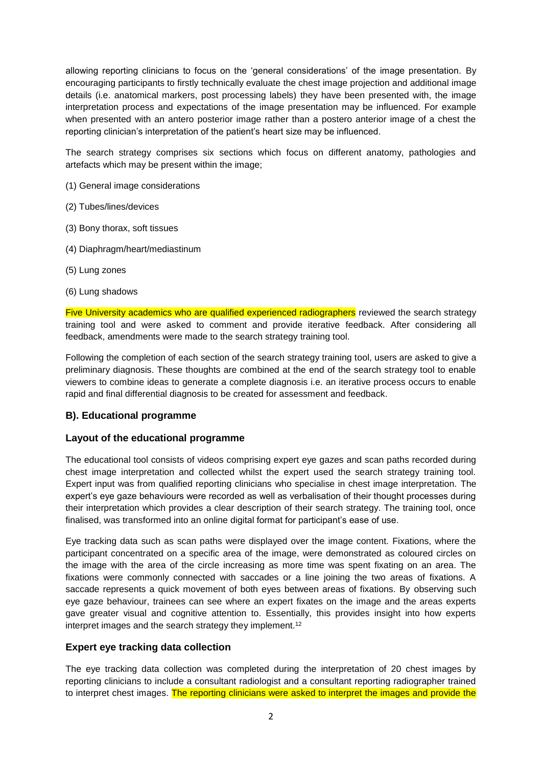allowing reporting clinicians to focus on the 'general considerations' of the image presentation. By encouraging participants to firstly technically evaluate the chest image projection and additional image details (i.e. anatomical markers, post processing labels) they have been presented with, the image interpretation process and expectations of the image presentation may be influenced. For example when presented with an antero posterior image rather than a postero anterior image of a chest the reporting clinician's interpretation of the patient's heart size may be influenced.

The search strategy comprises six sections which focus on different anatomy, pathologies and artefacts which may be present within the image;

(1) General image considerations

(2) Tubes/lines/devices

(3) Bony thorax, soft tissues

(4) Diaphragm/heart/mediastinum

(5) Lung zones

(6) Lung shadows

Five University academics who are qualified experienced radiographers reviewed the search strategy training tool and were asked to comment and provide iterative feedback. After considering all feedback, amendments were made to the search strategy training tool.

Following the completion of each section of the search strategy training tool, users are asked to give a preliminary diagnosis. These thoughts are combined at the end of the search strategy tool to enable viewers to combine ideas to generate a complete diagnosis i.e. an iterative process occurs to enable rapid and final differential diagnosis to be created for assessment and feedback.

## B). Educational programme

### Layout of the educational programme

The educational tool consists of videos comprising expert eye gazes and scan paths recorded during chest image interpretation and collected whilst the expert used the search strategy training tool. Expert input was from qualified reporting clinicians who specialise in chest image interpretation. The expert's eye gaze behaviours were recorded as well as verbalisation of their thought processes during their interpretation which provides a clear description of their search strategy. The training tool, once finalised, was transformed into an online digital format for participant's ease of use.

Eye tracking data such as scan paths were displayed over the image content. Fixations, where the participant concentrated on a specific area of the image, were demonstrated as coloured circles on the image with the area of the circle increasing as more time was spent fixating on an area. The fixations were commonly connected with saccades or a line joining the two areas of fixations. A saccade represents a quick movement of both eyes between areas of fixations. By observing such eye gaze behaviour, trainees can see where an expert fixates on the image and the areas experts gave greater visual and cognitive attention to. Essentially, this provides insight into how experts interpret images and the search strategy they implement.[12]

### Expert eye tracking data collection

The eye tracking data collection was completed during the interpretation of 20 chest images by reporting clinicians to include a consultant radiologist and a consultant reporting radiographer trained to interpret chest images. The reporting clinicians were asked to interpret the images and provide the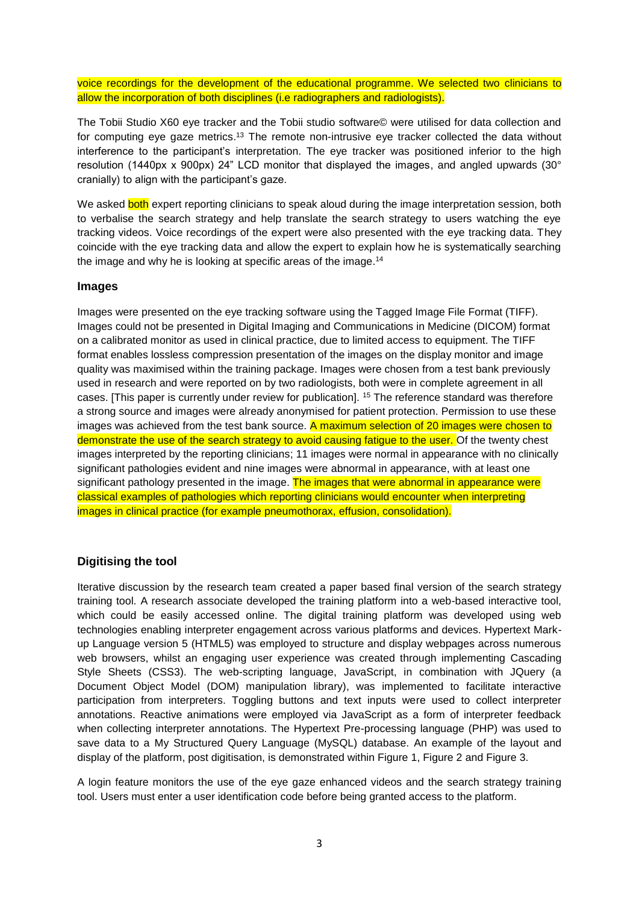voice recordings for the development of the educational programme. We selected two clinicians to allow the incorporation of both disciplines (i.e radiographers and radiologists).

The Tobii Studio X60 eye tracker and the Tobii studio software© were utilised for data collection and for computing eye gaze metrics.[13] The remote non-intrusive eye tracker collected the data without interference to the participant's interpretation. The eye tracker was positioned inferior to the high resolution (1440px x 900px) 24" LCD monitor that displayed the images, and angled upwards (30° cranially) to align with the participant's gaze.

We asked both expert reporting clinicians to speak aloud during the image interpretation session, both to verbalise the search strategy and help translate the search strategy to users watching the eye tracking videos. Voice recordings of the expert were also presented with the eye tracking data. They coincide with the eye tracking data and allow the expert to explain how he is systematically searching the image and why he is looking at specific areas of the image.[14]

### Images

Images were presented on the eye tracking software using the Tagged Image File Format (TIFF). Images could not be presented in Digital Imaging and Communications in Medicine (DICOM) format on a calibrated monitor as used in clinical practice, due to limited access to equipment. The TIFF format enables lossless compression presentation of the images on the display monitor and image quality was maximised within the training package. Images were chosen from a test bank previously used in research and were reported on by two radiologists, both were in complete agreement in all cases. [This paper is currently under review for publication]. [15] The reference standard was therefore a strong source and images were already anonymised for patient protection. Permission to use these images was achieved from the test bank source. A maximum selection of 20 images were chosen to demonstrate the use of the search strategy to avoid causing fatigue to the user. Of the twenty chest images interpreted by the reporting clinicians; 11 images were normal in appearance with no clinically significant pathologies evident and nine images were abnormal in appearance, with at least one significant pathology presented in the image. The images that were abnormal in appearance were classical examples of pathologies which reporting clinicians would encounter when interpreting images in clinical practice (for example pneumothorax, effusion, consolidation).

### Digitising the tool

Iterative discussion by the research team created a paper based final version of the search strategy training tool. A research associate developed the training platform into a web-based interactive tool, which could be easily accessed online. The digital training platform was developed using web technologies enabling interpreter engagement across various platforms and devices. Hypertext Mark-up Language version 5 (HTML5) was employed to structure and display webpages across numerous web browsers, whilst an engaging user experience was created through implementing Cascading Style Sheets (CSS3). The web-scripting language, JavaScript, in combination with JQuery (a Document Object Model (DOM) manipulation library), was implemented to facilitate interactive participation from interpreters. Toggling buttons and text inputs were used to collect interpreter annotations. Reactive animations were employed via JavaScript as a form of interpreter feedback when collecting interpreter annotations. The Hypertext Pre-processing language (PHP) was used to save data to a My Structured Query Language (MySQL) database. An example of the layout and display of the platform, post digitisation, is demonstrated within Figure 1, Figure 2 and Figure 3.

A login feature monitors the use of the eye gaze enhanced videos and the search strategy training tool. Users must enter a user identification code before being granted access to the platform.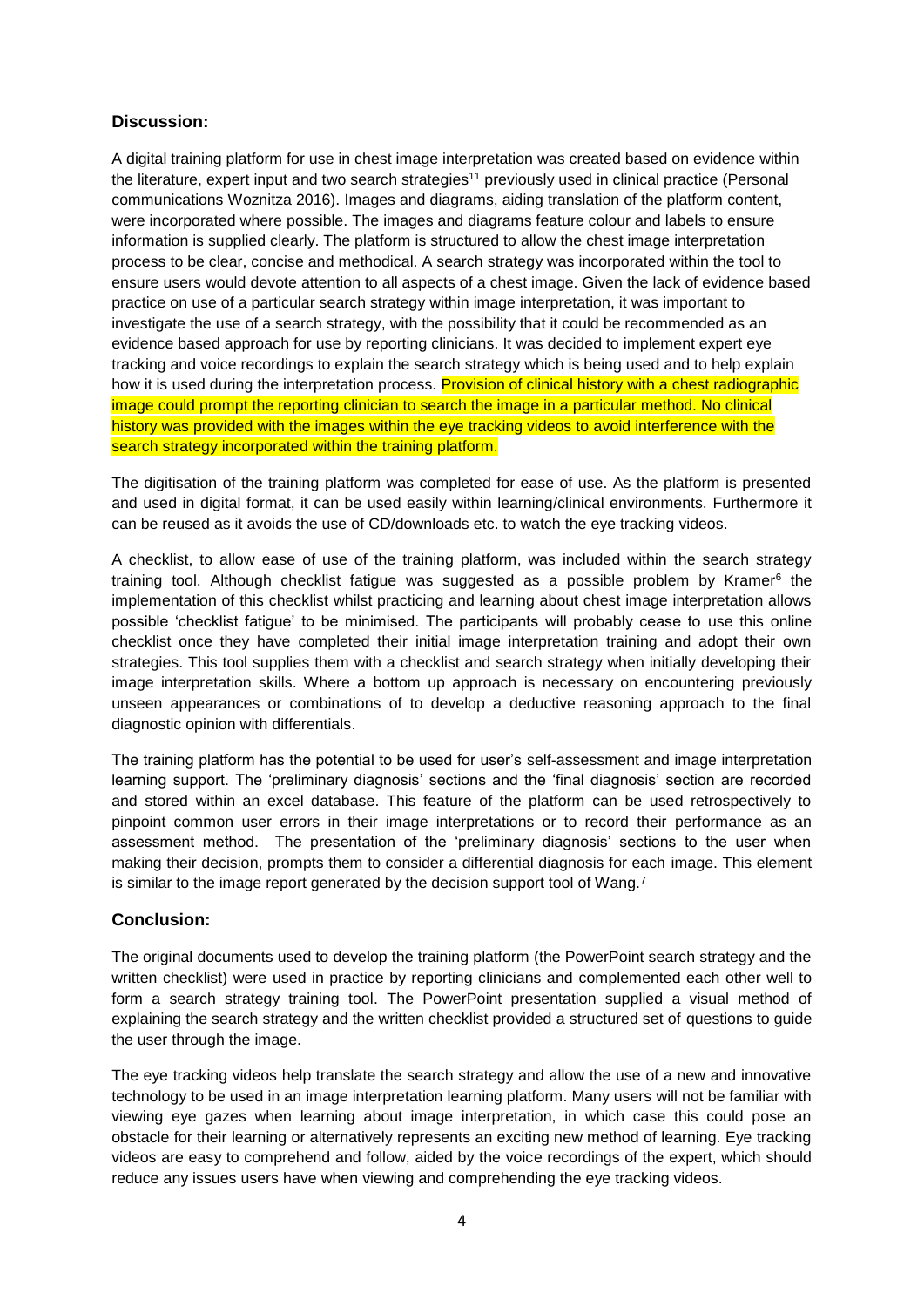## Discussion:

A digital training platform for use in chest image interpretation was created based on evidence within the literature, expert input and two search strategies[11] previously used in clinical practice (Personal communications Woznitza 2016). Images and diagrams, aiding translation of the platform content, were incorporated where possible. The images and diagrams feature colour and labels to ensure information is supplied clearly. The platform is structured to allow the chest image interpretation process to be clear, concise and methodical. A search strategy was incorporated within the tool to ensure users would devote attention to all aspects of a chest image. Given the lack of evidence based practice on use of a particular search strategy within image interpretation, it was important to investigate the use of a search strategy, with the possibility that it could be recommended as an evidence based approach for use by reporting clinicians. It was decided to implement expert eye tracking and voice recordings to explain the search strategy which is being used and to help explain how it is used during the interpretation process. Provision of clinical history with a chest radiographic image could prompt the reporting clinician to search the image in a particular method. No clinical history was provided with the images within the eye tracking videos to avoid interference with the search strategy incorporated within the training platform.

The digitisation of the training platform was completed for ease of use. As the platform is presented and used in digital format, it can be used easily within learning/clinical environments. Furthermore it can be reused as it avoids the use of CD/downloads etc. to watch the eye tracking videos.

A checklist, to allow ease of use of the training platform, was included within the search strategy training tool. Although checklist fatigue was suggested as a possible problem by Kramer[6] the implementation of this checklist whilst practicing and learning about chest image interpretation allows possible 'checklist fatigue' to be minimised. The participants will probably cease to use this online checklist once they have completed their initial image interpretation training and adopt their own strategies. This tool supplies them with a checklist and search strategy when initially developing their image interpretation skills. Where a bottom up approach is necessary on encountering previously unseen appearances or combinations of to develop a deductive reasoning approach to the final diagnostic opinion with differentials.

The training platform has the potential to be used for user's self-assessment and image interpretation learning support. The 'preliminary diagnosis' sections and the 'final diagnosis' section are recorded and stored within an excel database. This feature of the platform can be used retrospectively to pinpoint common user errors in their image interpretations or to record their performance as an assessment method. The presentation of the 'preliminary diagnosis' sections to the user when making their decision, prompts them to consider a differential diagnosis for each image. This element is similar to the image report generated by the decision support tool of Wang.[7]

## Conclusion:

The original documents used to develop the training platform (the PowerPoint search strategy and the written checklist) were used in practice by reporting clinicians and complemented each other well to form a search strategy training tool. The PowerPoint presentation supplied a visual method of explaining the search strategy and the written checklist provided a structured set of questions to guide the user through the image.

The eye tracking videos help translate the search strategy and allow the use of a new and innovative technology to be used in an image interpretation learning platform. Many users will not be familiar with viewing eye gazes when learning about image interpretation, in which case this could pose an obstacle for their learning or alternatively represents an exciting new method of learning. Eye tracking videos are easy to comprehend and follow, aided by the voice recordings of the expert, which should reduce any issues users have when viewing and comprehending the eye tracking videos.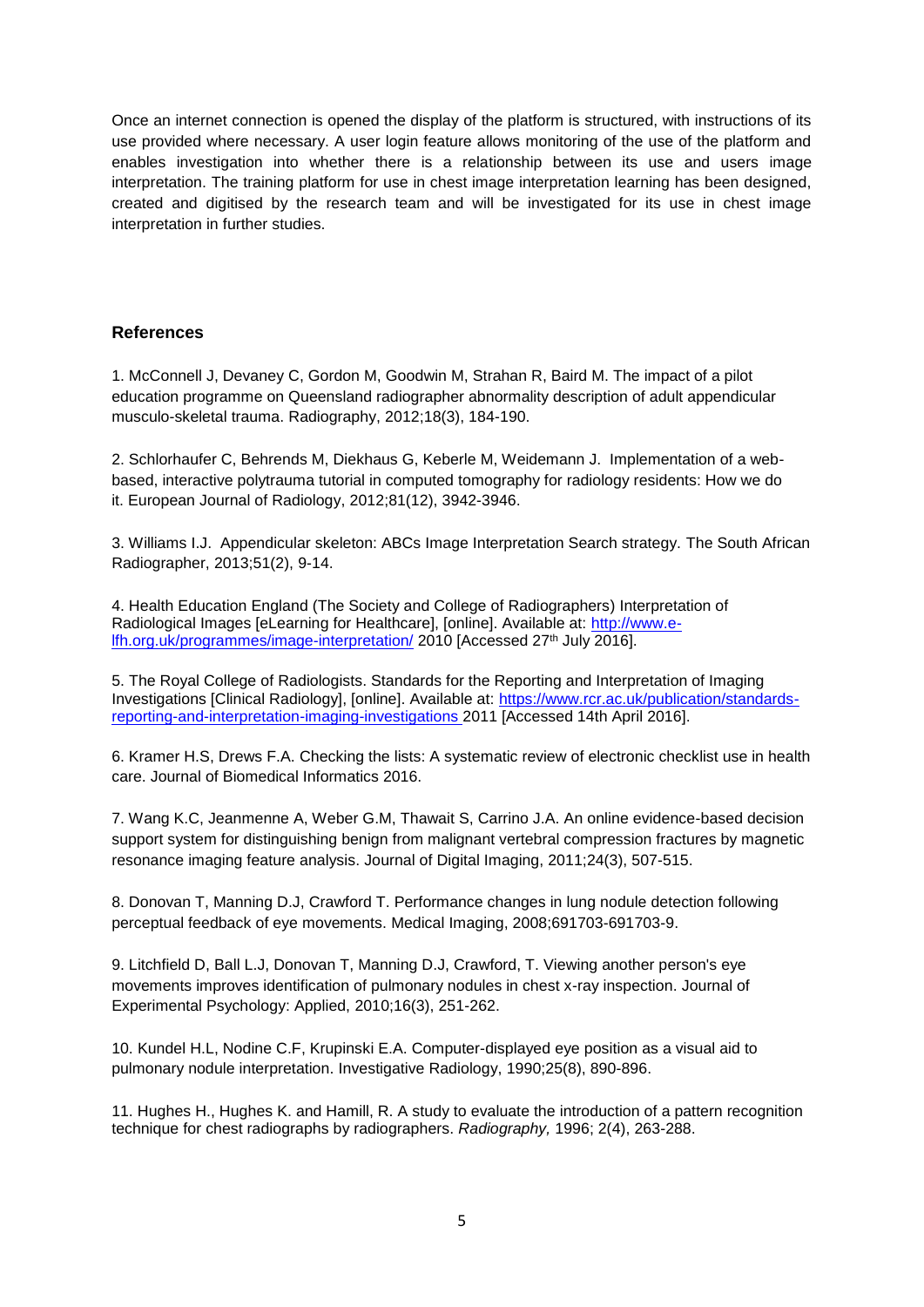Once an internet connection is opened the display of the platform is structured, with instructions of its use provided where necessary. A user login feature allows monitoring of the use of the platform and enables investigation into whether there is a relationship between its use and users image interpretation. The training platform for use in chest image interpretation learning has been designed, created and digitised by the research team and will be investigated for its use in chest image interpretation in further studies.

## References

1. McConnell J, Devaney C, Gordon M, Goodwin M, Strahan R, Baird M. The impact of a pilot education programme on Queensland radiographer abnormality description of adult appendicular musculo-skeletal trauma. Radiography, 2012;18(3), 184-190.

2. Schlorhaufer C, Behrends M, Diekhaus G, Keberle M, Weidemann J. Implementation of a web-based, interactive polytrauma tutorial in computed tomography for radiology residents: How we do it. European Journal of Radiology, 2012;81(12), 3942-3946.

3. Williams I.J. Appendicular skeleton: ABCs Image Interpretation Search strategy. The South African Radiographer, 2013;51(2), 9-14.

4. Health Education England (The Society and College of Radiographers) Interpretation of Radiological Images [eLearning for Healthcare], [online]. Available at: http://www.e-lfh.org.uk/programmes/image-interpretation/ 2010 [Accessed 27th July 2016].

5. The Royal College of Radiologists. Standards for the Reporting and Interpretation of Imaging Investigations [Clinical Radiology], [online]. Available at: https://www.rcr.ac.uk/publication/standards-reporting-and-interpretation-imaging-investigations 2011 [Accessed 14th April 2016].

6. Kramer H.S, Drews F.A. Checking the lists: A systematic review of electronic checklist use in health care. Journal of Biomedical Informatics 2016.

7. Wang K.C, Jeanmenne A, Weber G.M, Thawait S, Carrino J.A. An online evidence-based decision support system for distinguishing benign from malignant vertebral compression fractures by magnetic resonance imaging feature analysis. Journal of Digital Imaging, 2011;24(3), 507-515.

8. Donovan T, Manning D.J, Crawford T. Performance changes in lung nodule detection following perceptual feedback of eye movements. Medical Imaging, 2008;691703-691703-9.

9. Litchfield D, Ball L.J, Donovan T, Manning D.J, Crawford, T. Viewing another person's eye movements improves identification of pulmonary nodules in chest x-ray inspection. Journal of Experimental Psychology: Applied, 2010;16(3), 251-262.

10. Kundel H.L, Nodine C.F, Krupinski E.A. Computer-displayed eye position as a visual aid to pulmonary nodule interpretation. Investigative Radiology, 1990;25(8), 890-896.

11. Hughes H., Hughes K. and Hamill, R. A study to evaluate the introduction of a pattern recognition technique for chest radiographs by radiographers. *Radiography,* 1996; 2(4), 263-288.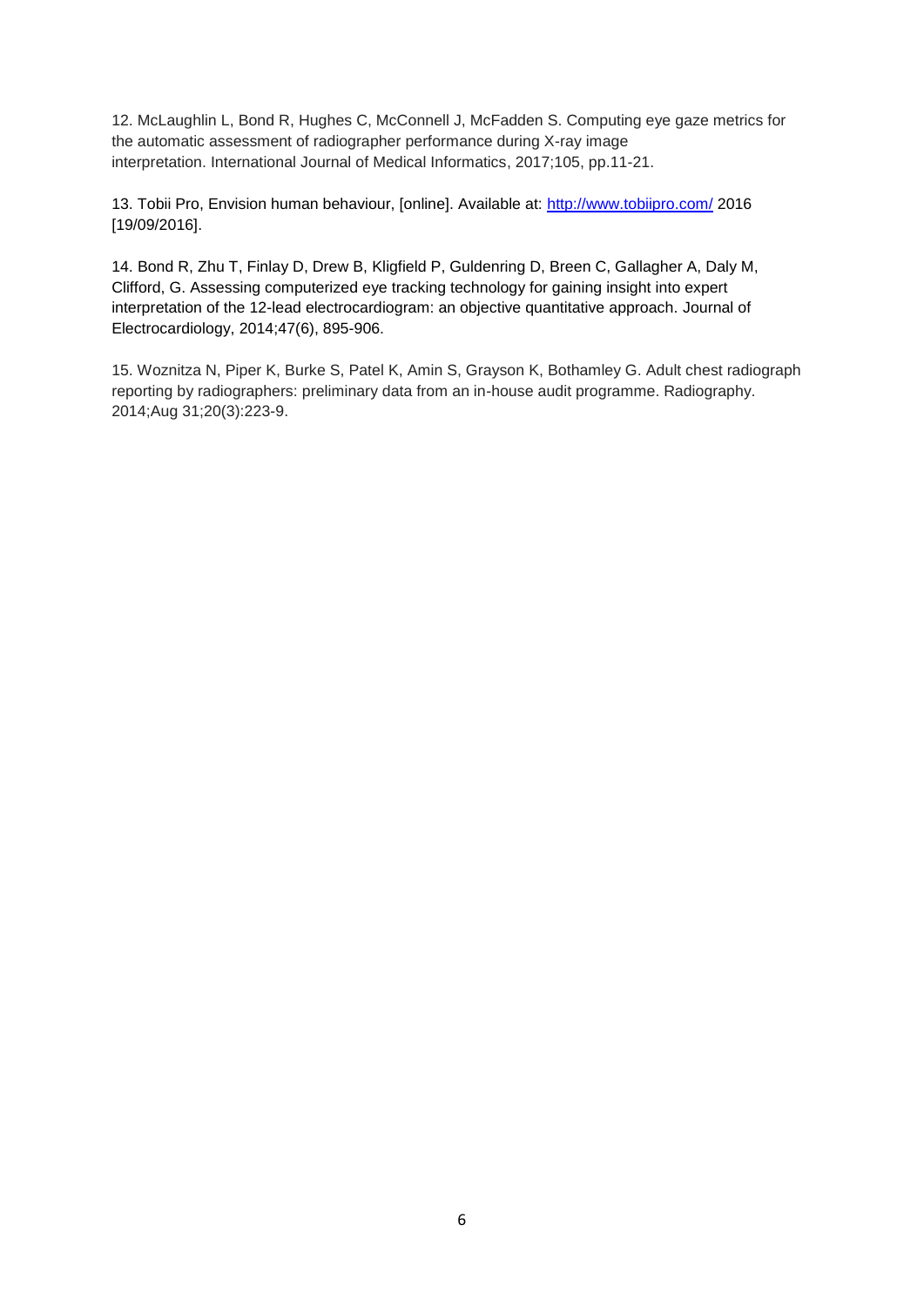12. McLaughlin L, Bond R, Hughes C, McConnell J, McFadden S. Computing eye gaze metrics for the automatic assessment of radiographer performance during X-ray image interpretation. International Journal of Medical Informatics, 2017;105, pp.11-21.

13. Tobii Pro, Envision human behaviour, [online]. Available at: http://www.tobiipro.com/ 2016 [19/09/2016].

14. Bond R, Zhu T, Finlay D, Drew B, Kligfield P, Guldenring D, Breen C, Gallagher A, Daly M, Clifford, G. Assessing computerized eye tracking technology for gaining insight into expert interpretation of the 12-lead electrocardiogram: an objective quantitative approach. Journal of Electrocardiology, 2014;47(6), 895-906.

15. Woznitza N, Piper K, Burke S, Patel K, Amin S, Grayson K, Bothamley G. Adult chest radiograph reporting by radiographers: preliminary data from an in-house audit programme. Radiography. 2014;Aug 31;20(3):223-9.